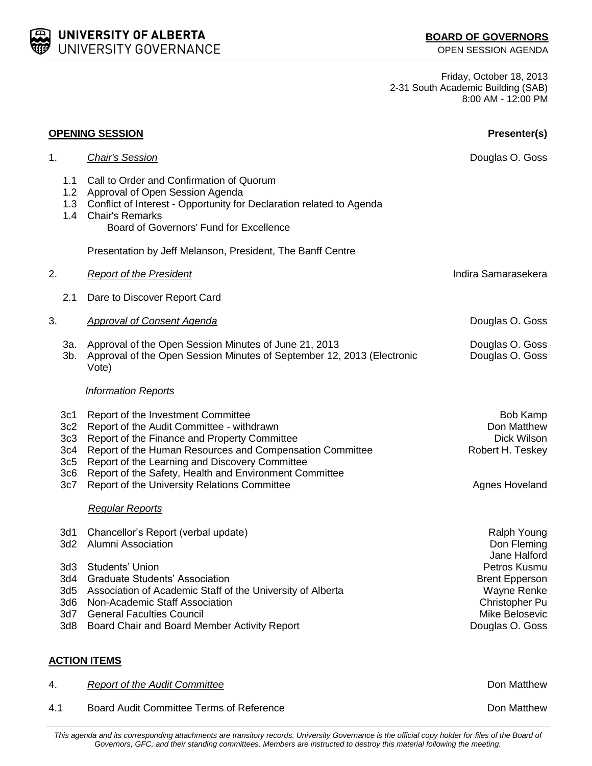**UNIVERSITY OF ALBERTA**
UNIVERSITY GOVERNANCE

**BOARD OF GOVERNORS**
OPEN SESSION AGENDA

Friday, October 18, 2013
2-31 South Academic Building (SAB)
8:00 AM - 12:00 PM

| **OPENING SESSION** | | **Presenter(s)** |
|---|---|---|
| 1. | *Chair's Session* | Douglas O. Goss |
| 1.1 | Call to Order and Confirmation of Quorum | |
| 1.2 | Approval of Open Session Agenda | |
| 1.3 | Conflict of Interest - Opportunity for Declaration related to Agenda | |
| 1.4 | Chair's Remarks<br>Board of Governors' Fund for Excellence | |
| | Presentation by Jeff Melanson, President, The Banff Centre | |
| 2. | *Report of the President* | Indira Samarasekera |
| 2.1 | Dare to Discover Report Card | |
| 3. | *Approval of Consent Agenda* | Douglas O. Goss |
| 3a. | Approval of the Open Session Minutes of June 21, 2013 | Douglas O. Goss |
| 3b. | Approval of the Open Session Minutes of September 12, 2013 (Electronic Vote) | Douglas O. Goss |
| | *Information Reports* | |
| 3c1 | Report of the Investment Committee | Bob Kamp |
| 3c2 | Report of the Audit Committee - withdrawn | Don Matthew |
| 3c3 | Report of the Finance and Property Committee | Dick Wilson |
| 3c4 | Report of the Human Resources and Compensation Committee | Robert H. Teskey |
| 3c5 | Report of the Learning and Discovery Committee | |
| 3c6 | Report of the Safety, Health and Environment Committee | |
| 3c7 | Report of the University Relations Committee | Agnes Hoveland |
| | *Regular Reports* | |
| 3d1 | Chancellor's Report (verbal update) | Ralph Young |
| 3d2 | Alumni Association | Don Fleming<br>Jane Halford |
| 3d3 | Students' Union | Petros Kusmu |
| 3d4 | Graduate Students' Association | Brent Epperson |
| 3d5 | Association of Academic Staff of the University of Alberta | Wayne Renke |
| 3d6 | Non-Academic Staff Association | Christopher Pu |
| 3d7 | General Faculties Council | Mike Belosevic |
| 3d8 | Board Chair and Board Member Activity Report | Douglas O. Goss |

**ACTION ITEMS**

| | | |
|---|---|---|
| 4. | *Report of the Audit Committee* | Don Matthew |
| 4.1 | Board Audit Committee Terms of Reference | Don Matthew |

*This agenda and its corresponding attachments are transitory records. University Governance is the official copy holder for files of the Board of Governors, GFC, and their standing committees. Members are instructed to destroy this material following the meeting.*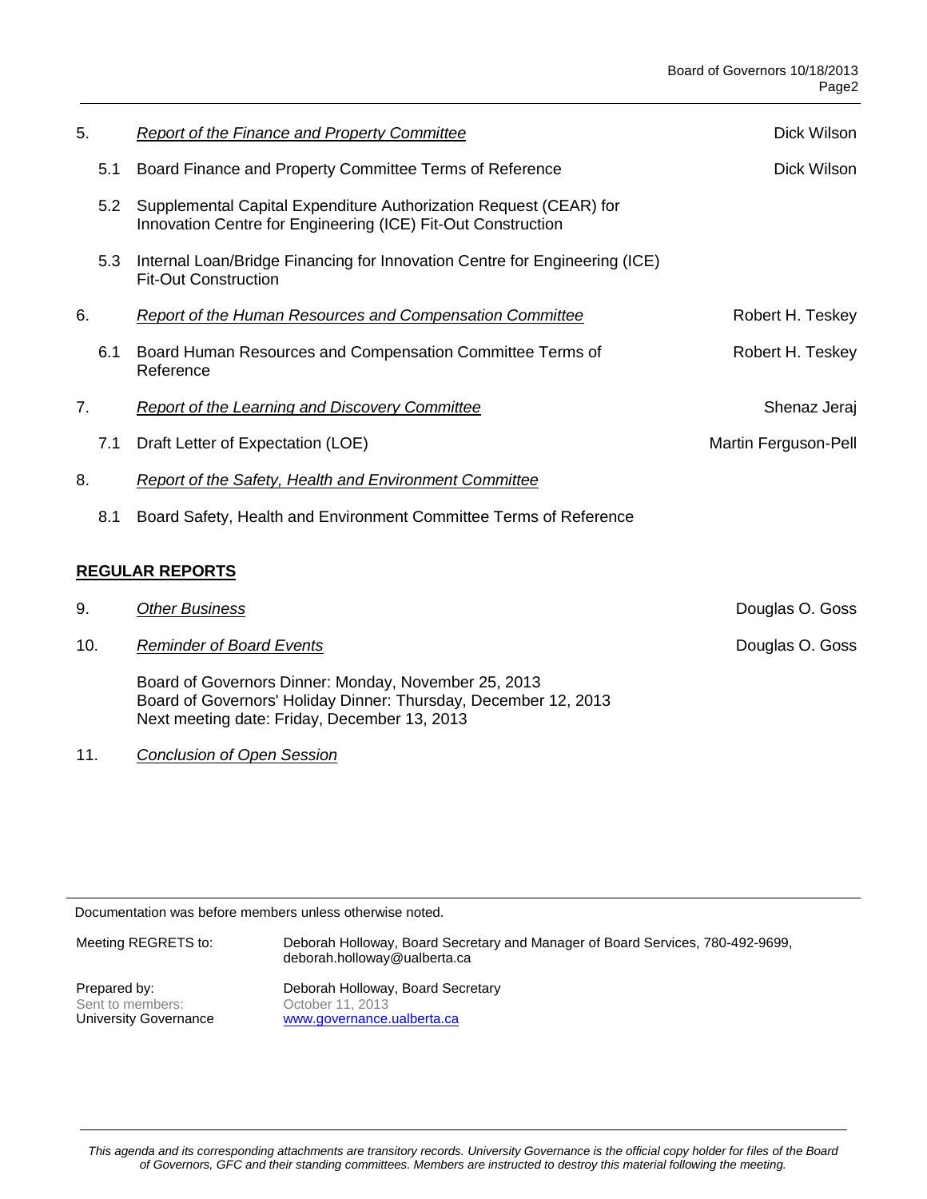5. *Report of the Finance and Property Committee* — Dick Wilson

   5.1 Board Finance and Property Committee Terms of Reference — Dick Wilson

   5.2 Supplemental Capital Expenditure Authorization Request (CEAR) for Innovation Centre for Engineering (ICE) Fit-Out Construction

   5.3 Internal Loan/Bridge Financing for Innovation Centre for Engineering (ICE) Fit-Out Construction

6. *Report of the Human Resources and Compensation Committee* — Robert H. Teskey

   6.1 Board Human Resources and Compensation Committee Terms of Reference — Robert H. Teskey

7. *Report of the Learning and Discovery Committee* — Shenaz Jeraj

   7.1 Draft Letter of Expectation (LOE) — Martin Ferguson-Pell

8. *Report of the Safety, Health and Environment Committee*

   8.1 Board Safety, Health and Environment Committee Terms of Reference

**REGULAR REPORTS**

9. *Other Business* — Douglas O. Goss

10. *Reminder of Board Events* — Douglas O. Goss

    Board of Governors Dinner: Monday, November 25, 2013
    Board of Governors' Holiday Dinner: Thursday, December 12, 2013
    Next meeting date: Friday, December 13, 2013

11. *Conclusion of Open Session*

---

Documentation was before members unless otherwise noted.

| | |
|---|---|
| Meeting REGRETS to: | Deborah Holloway, Board Secretary and Manager of Board Services, 780-492-9699, deborah.holloway@ualberta.ca |
| Prepared by: | Deborah Holloway, Board Secretary |
| Sent to members: | October 11, 2013 |
| University Governance | www.governance.ualberta.ca |

---

*This agenda and its corresponding attachments are transitory records. University Governance is the official copy holder for files of the Board of Governors, GFC and their standing committees. Members are instructed to destroy this material following the meeting.*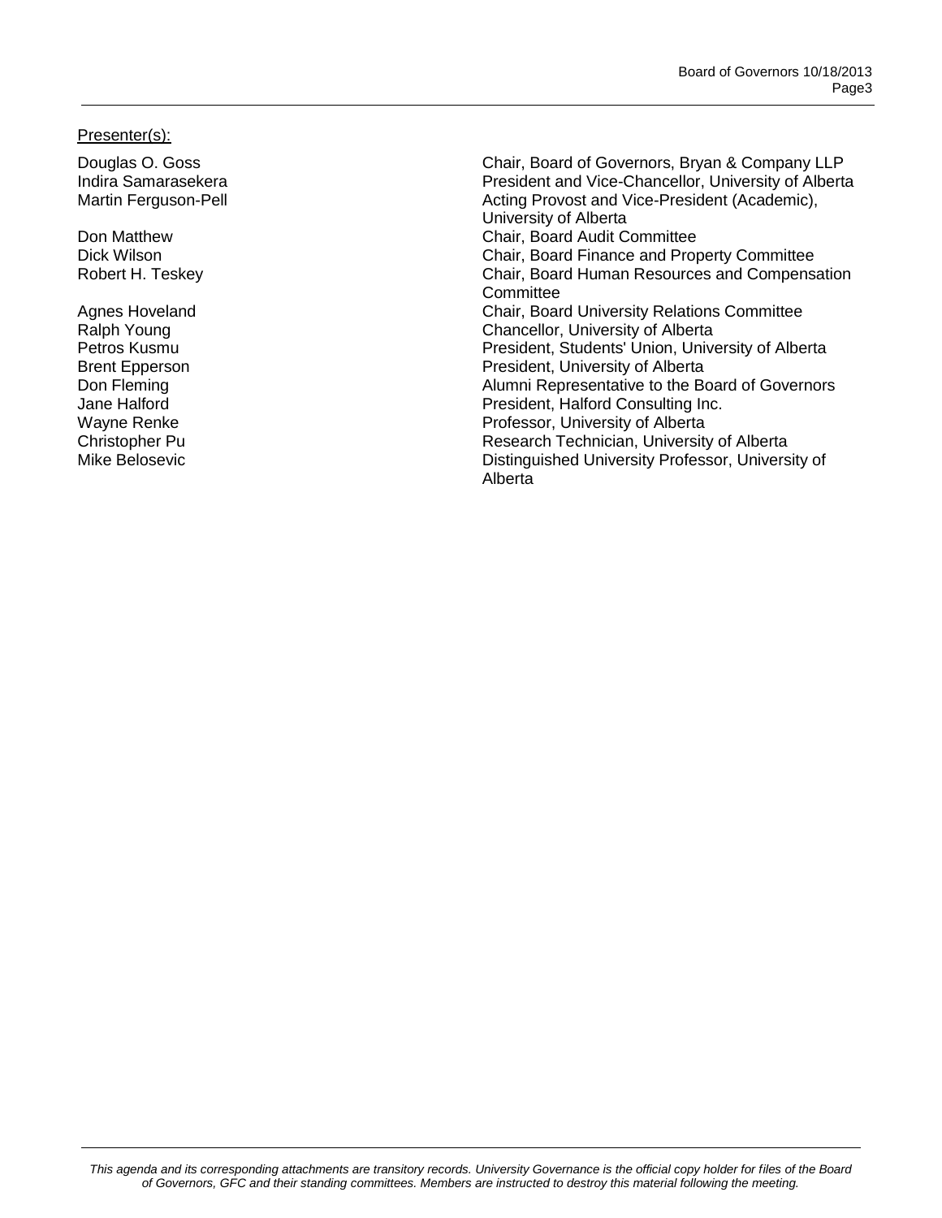Presenter(s):

| | |
|---|---|
| Douglas O. Goss | Chair, Board of Governors, Bryan & Company LLP |
| Indira Samarasekera | President and Vice-Chancellor, University of Alberta |
| Martin Ferguson-Pell | Acting Provost and Vice-President (Academic), University of Alberta |
| Don Matthew | Chair, Board Audit Committee |
| Dick Wilson | Chair, Board Finance and Property Committee |
| Robert H. Teskey | Chair, Board Human Resources and Compensation Committee |
| Agnes Hoveland | Chair, Board University Relations Committee |
| Ralph Young | Chancellor, University of Alberta |
| Petros Kusmu | President, Students' Union, University of Alberta |
| Brent Epperson | President, University of Alberta |
| Don Fleming | Alumni Representative to the Board of Governors |
| Jane Halford | President, Halford Consulting Inc. |
| Wayne Renke | Professor, University of Alberta |
| Christopher Pu | Research Technician, University of Alberta |
| Mike Belosevic | Distinguished University Professor, University of Alberta |

*This agenda and its corresponding attachments are transitory records. University Governance is the official copy holder for files of the Board of Governors, GFC and their standing committees. Members are instructed to destroy this material following the meeting.*